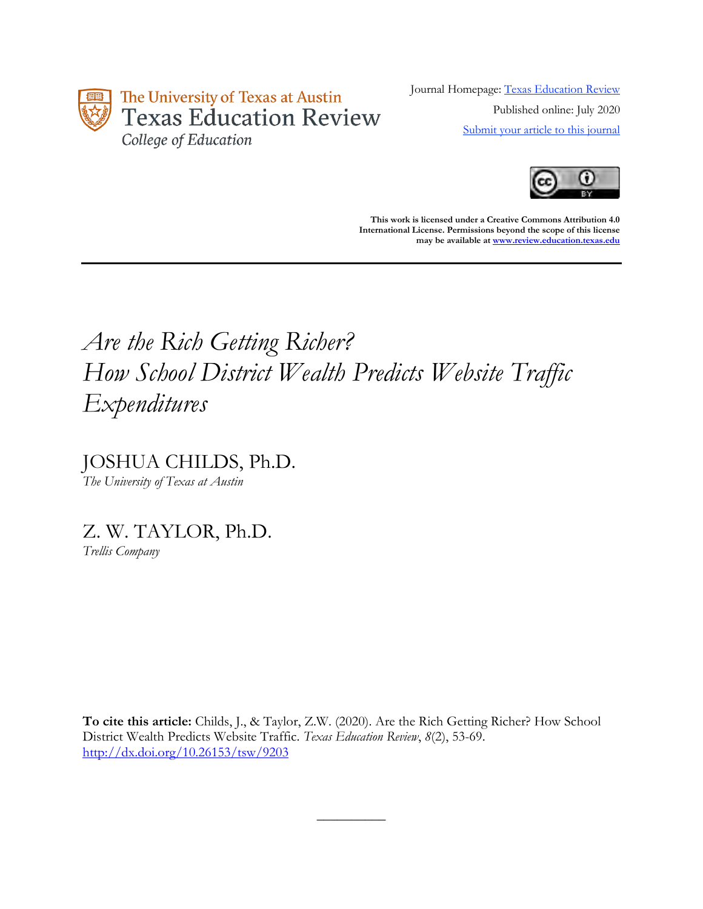The University of Texas at Austin
Texas Education Review
College of Education

Journal Homepage: [Texas Education Review](#)

Published online: July 2020

[Submit your article to this journal](#)

**This work is licensed under a Creative Commons Attribution 4.0 International License. Permissions beyond the scope of this license may be available at [www.review.education.texas.edu](www.review.education.texas.edu)**

---

# *Are the Rich Getting Richer? How School District Wealth Predicts Website Traffic Expenditures*

JOSHUA CHILDS, Ph.D.
*The University of Texas at Austin*

Z. W. TAYLOR, Ph.D.
*Trellis Company*

**To cite this article:** Childs, J., & Taylor, Z.W. (2020). Are the Rich Getting Richer? How School District Wealth Predicts Website Traffic. *Texas Education Review*, *8*(2), 53-69. [http://dx.doi.org/10.26153/tsw/9203](http://dx.doi.org/10.26153/tsw/9203)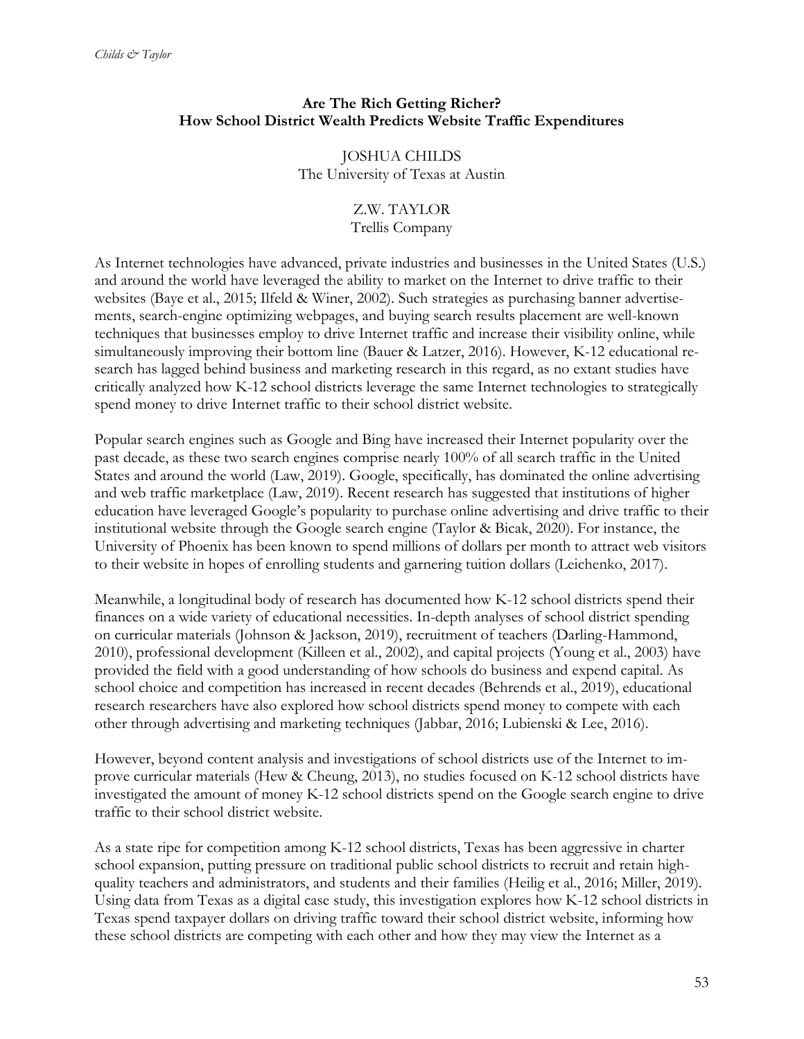# Are The Rich Getting Richer?
## How School District Wealth Predicts Website Traffic Expenditures

JOSHUA CHILDS
The University of Texas at Austin

Z.W. TAYLOR
Trellis Company

As Internet technologies have advanced, private industries and businesses in the United States (U.S.) and around the world have leveraged the ability to market on the Internet to drive traffic to their websites (Baye et al., 2015; Ilfeld & Winer, 2002). Such strategies as purchasing banner advertisements, search-engine optimizing webpages, and buying search results placement are well-known techniques that businesses employ to drive Internet traffic and increase their visibility online, while simultaneously improving their bottom line (Bauer & Latzer, 2016). However, K-12 educational research has lagged behind business and marketing research in this regard, as no extant studies have critically analyzed how K-12 school districts leverage the same Internet technologies to strategically spend money to drive Internet traffic to their school district website.

Popular search engines such as Google and Bing have increased their Internet popularity over the past decade, as these two search engines comprise nearly 100% of all search traffic in the United States and around the world (Law, 2019). Google, specifically, has dominated the online advertising and web traffic marketplace (Law, 2019). Recent research has suggested that institutions of higher education have leveraged Google's popularity to purchase online advertising and drive traffic to their institutional website through the Google search engine (Taylor & Bicak, 2020). For instance, the University of Phoenix has been known to spend millions of dollars per month to attract web visitors to their website in hopes of enrolling students and garnering tuition dollars (Leichenko, 2017).

Meanwhile, a longitudinal body of research has documented how K-12 school districts spend their finances on a wide variety of educational necessities. In-depth analyses of school district spending on curricular materials (Johnson & Jackson, 2019), recruitment of teachers (Darling-Hammond, 2010), professional development (Killeen et al., 2002), and capital projects (Young et al., 2003) have provided the field with a good understanding of how schools do business and expend capital. As school choice and competition has increased in recent decades (Behrends et al., 2019), educational research researchers have also explored how school districts spend money to compete with each other through advertising and marketing techniques (Jabbar, 2016; Lubienski & Lee, 2016).

However, beyond content analysis and investigations of school districts use of the Internet to improve curricular materials (Hew & Cheung, 2013), no studies focused on K-12 school districts have investigated the amount of money K-12 school districts spend on the Google search engine to drive traffic to their school district website.

As a state ripe for competition among K-12 school districts, Texas has been aggressive in charter school expansion, putting pressure on traditional public school districts to recruit and retain high-quality teachers and administrators, and students and their families (Heilig et al., 2016; Miller, 2019). Using data from Texas as a digital case study, this investigation explores how K-12 school districts in Texas spend taxpayer dollars on driving traffic toward their school district website, informing how these school districts are competing with each other and how they may view the Internet as a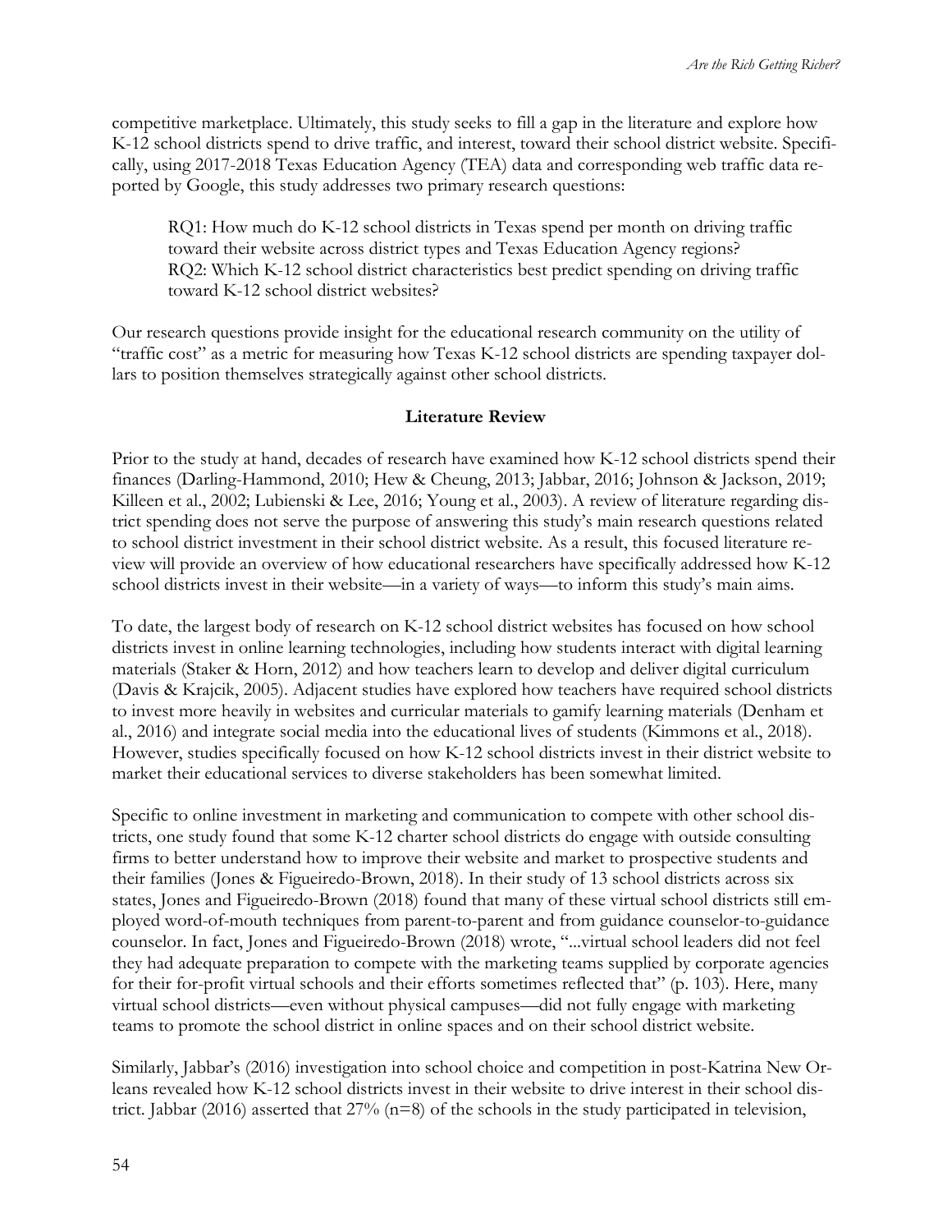competitive marketplace. Ultimately, this study seeks to fill a gap in the literature and explore how K-12 school districts spend to drive traffic, and interest, toward their school district website. Specifically, using 2017-2018 Texas Education Agency (TEA) data and corresponding web traffic data reported by Google, this study addresses two primary research questions:

> RQ1: How much do K-12 school districts in Texas spend per month on driving traffic toward their website across district types and Texas Education Agency regions?
> RQ2: Which K-12 school district characteristics best predict spending on driving traffic toward K-12 school district websites?

Our research questions provide insight for the educational research community on the utility of "traffic cost" as a metric for measuring how Texas K-12 school districts are spending taxpayer dollars to position themselves strategically against other school districts.

## Literature Review

Prior to the study at hand, decades of research have examined how K-12 school districts spend their finances (Darling-Hammond, 2010; Hew & Cheung, 2013; Jabbar, 2016; Johnson & Jackson, 2019; Killeen et al., 2002; Lubienski & Lee, 2016; Young et al., 2003). A review of literature regarding district spending does not serve the purpose of answering this study's main research questions related to school district investment in their school district website. As a result, this focused literature review will provide an overview of how educational researchers have specifically addressed how K-12 school districts invest in their website—in a variety of ways—to inform this study's main aims.

To date, the largest body of research on K-12 school district websites has focused on how school districts invest in online learning technologies, including how students interact with digital learning materials (Staker & Horn, 2012) and how teachers learn to develop and deliver digital curriculum (Davis & Krajcik, 2005). Adjacent studies have explored how teachers have required school districts to invest more heavily in websites and curricular materials to gamify learning materials (Denham et al., 2016) and integrate social media into the educational lives of students (Kimmons et al., 2018). However, studies specifically focused on how K-12 school districts invest in their district website to market their educational services to diverse stakeholders has been somewhat limited.

Specific to online investment in marketing and communication to compete with other school districts, one study found that some K-12 charter school districts do engage with outside consulting firms to better understand how to improve their website and market to prospective students and their families (Jones & Figueiredo-Brown, 2018). In their study of 13 school districts across six states, Jones and Figueiredo-Brown (2018) found that many of these virtual school districts still employed word-of-mouth techniques from parent-to-parent and from guidance counselor-to-guidance counselor. In fact, Jones and Figueiredo-Brown (2018) wrote, "...virtual school leaders did not feel they had adequate preparation to compete with the marketing teams supplied by corporate agencies for their for-profit virtual schools and their efforts sometimes reflected that" (p. 103). Here, many virtual school districts—even without physical campuses—did not fully engage with marketing teams to promote the school district in online spaces and on their school district website.

Similarly, Jabbar's (2016) investigation into school choice and competition in post-Katrina New Orleans revealed how K-12 school districts invest in their website to drive interest in their school district. Jabbar (2016) asserted that 27% (n=8) of the schools in the study participated in television,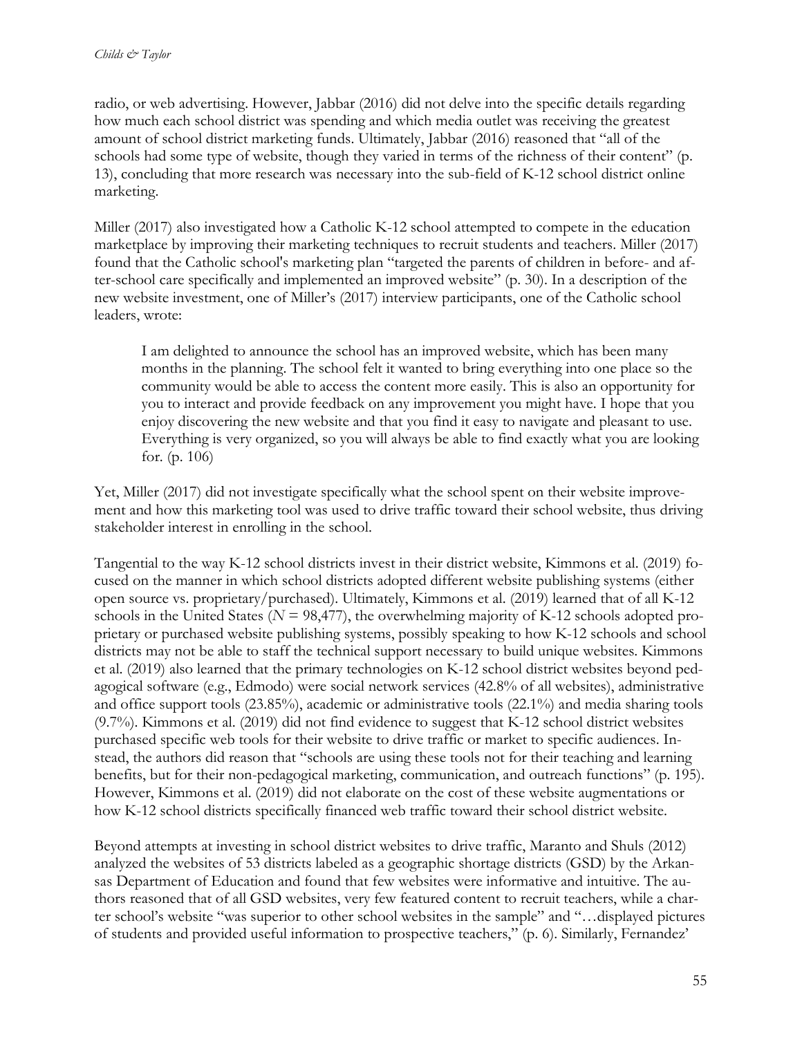radio, or web advertising. However, Jabbar (2016) did not delve into the specific details regarding how much each school district was spending and which media outlet was receiving the greatest amount of school district marketing funds. Ultimately, Jabbar (2016) reasoned that "all of the schools had some type of website, though they varied in terms of the richness of their content" (p. 13), concluding that more research was necessary into the sub-field of K-12 school district online marketing.

Miller (2017) also investigated how a Catholic K-12 school attempted to compete in the education marketplace by improving their marketing techniques to recruit students and teachers. Miller (2017) found that the Catholic school's marketing plan "targeted the parents of children in before- and after-school care specifically and implemented an improved website" (p. 30). In a description of the new website investment, one of Miller's (2017) interview participants, one of the Catholic school leaders, wrote:

> I am delighted to announce the school has an improved website, which has been many months in the planning. The school felt it wanted to bring everything into one place so the community would be able to access the content more easily. This is also an opportunity for you to interact and provide feedback on any improvement you might have. I hope that you enjoy discovering the new website and that you find it easy to navigate and pleasant to use. Everything is very organized, so you will always be able to find exactly what you are looking for. (p. 106)

Yet, Miller (2017) did not investigate specifically what the school spent on their website improvement and how this marketing tool was used to drive traffic toward their school website, thus driving stakeholder interest in enrolling in the school.

Tangential to the way K-12 school districts invest in their district website, Kimmons et al. (2019) focused on the manner in which school districts adopted different website publishing systems (either open source vs. proprietary/purchased). Ultimately, Kimmons et al. (2019) learned that of all K-12 schools in the United States ($N$ = 98,477), the overwhelming majority of K-12 schools adopted proprietary or purchased website publishing systems, possibly speaking to how K-12 schools and school districts may not be able to staff the technical support necessary to build unique websites. Kimmons et al. (2019) also learned that the primary technologies on K-12 school district websites beyond pedagogical software (e.g., Edmodo) were social network services (42.8% of all websites), administrative and office support tools (23.85%), academic or administrative tools (22.1%) and media sharing tools (9.7%). Kimmons et al. (2019) did not find evidence to suggest that K-12 school district websites purchased specific web tools for their website to drive traffic or market to specific audiences. Instead, the authors did reason that "schools are using these tools not for their teaching and learning benefits, but for their non-pedagogical marketing, communication, and outreach functions" (p. 195). However, Kimmons et al. (2019) did not elaborate on the cost of these website augmentations or how K-12 school districts specifically financed web traffic toward their school district website.

Beyond attempts at investing in school district websites to drive traffic, Maranto and Shuls (2012) analyzed the websites of 53 districts labeled as a geographic shortage districts (GSD) by the Arkansas Department of Education and found that few websites were informative and intuitive. The authors reasoned that of all GSD websites, very few featured content to recruit teachers, while a charter school's website "was superior to other school websites in the sample" and "…displayed pictures of students and provided useful information to prospective teachers," (p. 6). Similarly, Fernandez'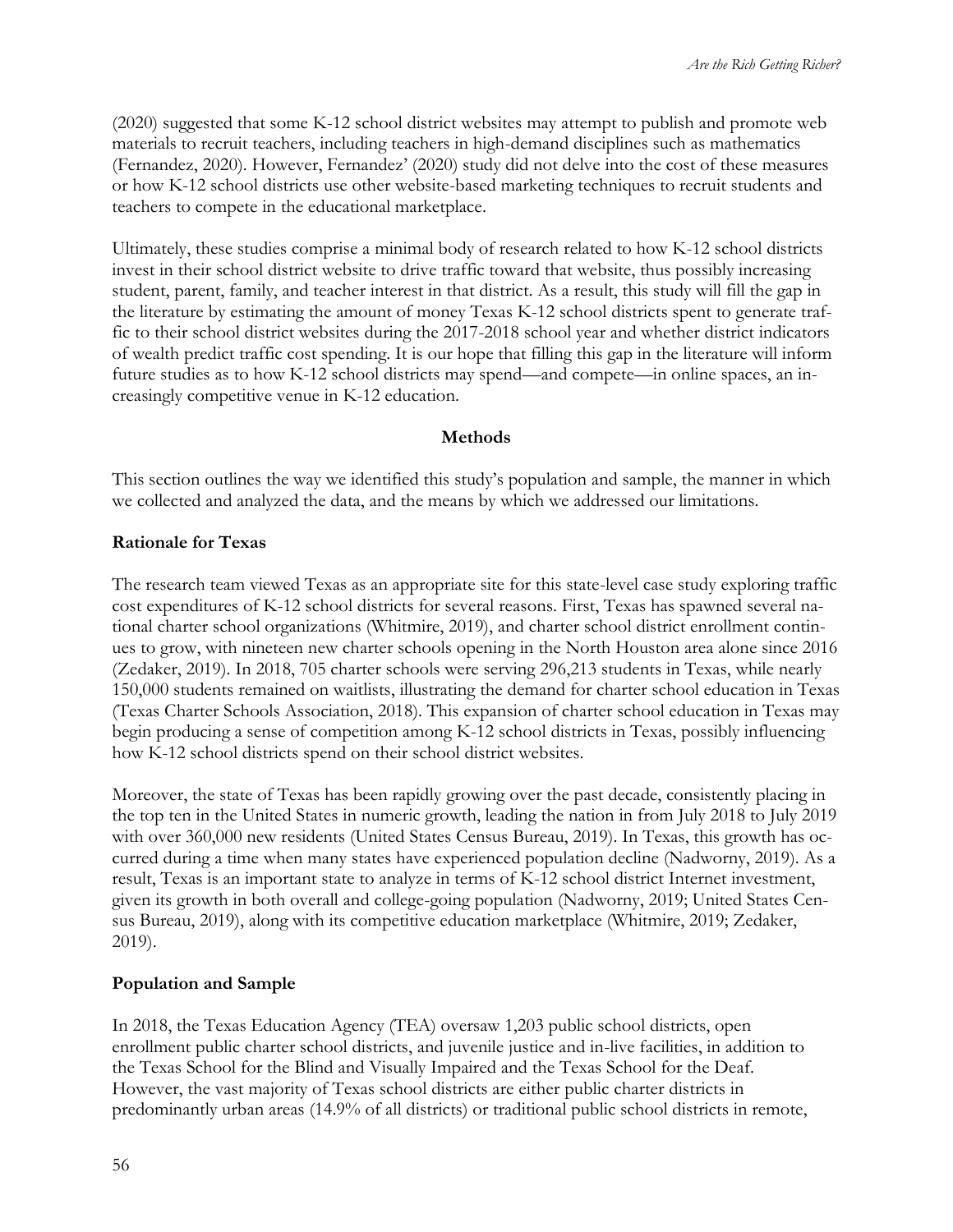(2020) suggested that some K-12 school district websites may attempt to publish and promote web materials to recruit teachers, including teachers in high-demand disciplines such as mathematics (Fernandez, 2020). However, Fernandez' (2020) study did not delve into the cost of these measures or how K-12 school districts use other website-based marketing techniques to recruit students and teachers to compete in the educational marketplace.

Ultimately, these studies comprise a minimal body of research related to how K-12 school districts invest in their school district website to drive traffic toward that website, thus possibly increasing student, parent, family, and teacher interest in that district. As a result, this study will fill the gap in the literature by estimating the amount of money Texas K-12 school districts spent to generate traffic to their school district websites during the 2017-2018 school year and whether district indicators of wealth predict traffic cost spending. It is our hope that filling this gap in the literature will inform future studies as to how K-12 school districts may spend—and compete—in online spaces, an increasingly competitive venue in K-12 education.

## Methods

This section outlines the way we identified this study's population and sample, the manner in which we collected and analyzed the data, and the means by which we addressed our limitations.

### Rationale for Texas

The research team viewed Texas as an appropriate site for this state-level case study exploring traffic cost expenditures of K-12 school districts for several reasons. First, Texas has spawned several national charter school organizations (Whitmire, 2019), and charter school district enrollment continues to grow, with nineteen new charter schools opening in the North Houston area alone since 2016 (Zedaker, 2019). In 2018, 705 charter schools were serving 296,213 students in Texas, while nearly 150,000 students remained on waitlists, illustrating the demand for charter school education in Texas (Texas Charter Schools Association, 2018). This expansion of charter school education in Texas may begin producing a sense of competition among K-12 school districts in Texas, possibly influencing how K-12 school districts spend on their school district websites.

Moreover, the state of Texas has been rapidly growing over the past decade, consistently placing in the top ten in the United States in numeric growth, leading the nation in from July 2018 to July 2019 with over 360,000 new residents (United States Census Bureau, 2019). In Texas, this growth has occurred during a time when many states have experienced population decline (Nadworny, 2019). As a result, Texas is an important state to analyze in terms of K-12 school district Internet investment, given its growth in both overall and college-going population (Nadworny, 2019; United States Census Bureau, 2019), along with its competitive education marketplace (Whitmire, 2019; Zedaker, 2019).

### Population and Sample

In 2018, the Texas Education Agency (TEA) oversaw 1,203 public school districts, open enrollment public charter school districts, and juvenile justice and in-live facilities, in addition to the Texas School for the Blind and Visually Impaired and the Texas School for the Deaf. However, the vast majority of Texas school districts are either public charter districts in predominantly urban areas (14.9% of all districts) or traditional public school districts in remote,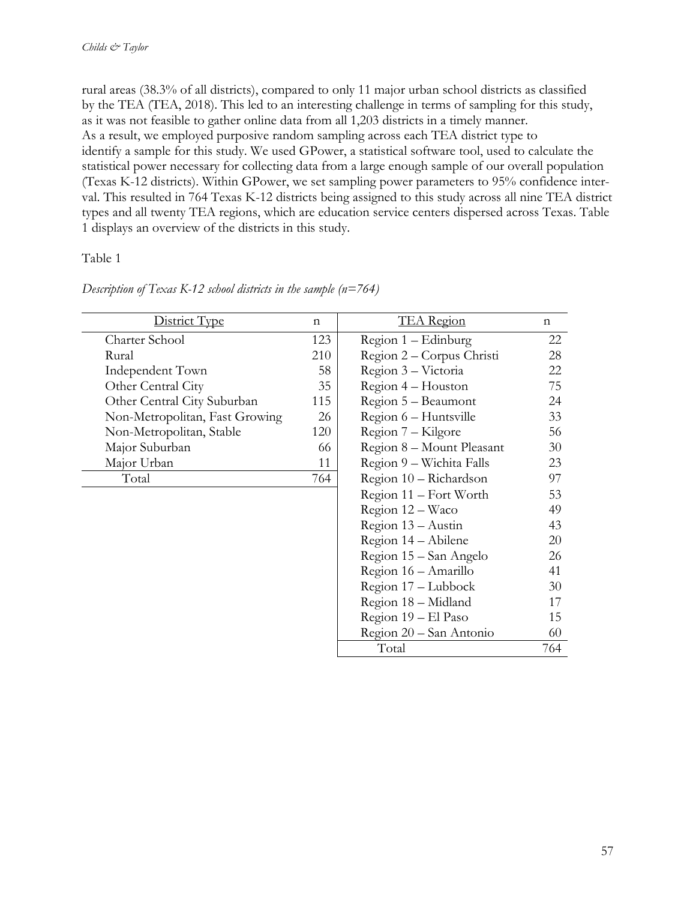rural areas (38.3% of all districts), compared to only 11 major urban school districts as classified by the TEA (TEA, 2018). This led to an interesting challenge in terms of sampling for this study, as it was not feasible to gather online data from all 1,203 districts in a timely manner. As a result, we employed purposive random sampling across each TEA district type to identify a sample for this study. We used GPower, a statistical software tool, used to calculate the statistical power necessary for collecting data from a large enough sample of our overall population (Texas K-12 districts). Within GPower, we set sampling power parameters to 95% confidence interval. This resulted in 764 Texas K-12 districts being assigned to this study across all nine TEA district types and all twenty TEA regions, which are education service centers dispersed across Texas. Table 1 displays an overview of the districts in this study.

Table 1

*Description of Texas K-12 school districts in the sample (n=764)*

| District Type | n | TEA Region | n |
|---|---|---|---|
| Charter School | 123 | Region 1 – Edinburg | 22 |
| Rural | 210 | Region 2 – Corpus Christi | 28 |
| Independent Town | 58 | Region 3 – Victoria | 22 |
| Other Central City | 35 | Region 4 – Houston | 75 |
| Other Central City Suburban | 115 | Region 5 – Beaumont | 24 |
| Non-Metropolitan, Fast Growing | 26 | Region 6 – Huntsville | 33 |
| Non-Metropolitan, Stable | 120 | Region 7 – Kilgore | 56 |
| Major Suburban | 66 | Region 8 – Mount Pleasant | 30 |
| Major Urban | 11 | Region 9 – Wichita Falls | 23 |
| Total | 764 | Region 10 – Richardson | 97 |
| | | Region 11 – Fort Worth | 53 |
| | | Region 12 – Waco | 49 |
| | | Region 13 – Austin | 43 |
| | | Region 14 – Abilene | 20 |
| | | Region 15 – San Angelo | 26 |
| | | Region 16 – Amarillo | 41 |
| | | Region 17 – Lubbock | 30 |
| | | Region 18 – Midland | 17 |
| | | Region 19 – El Paso | 15 |
| | | Region 20 – San Antonio | 60 |
| | | Total | 764 |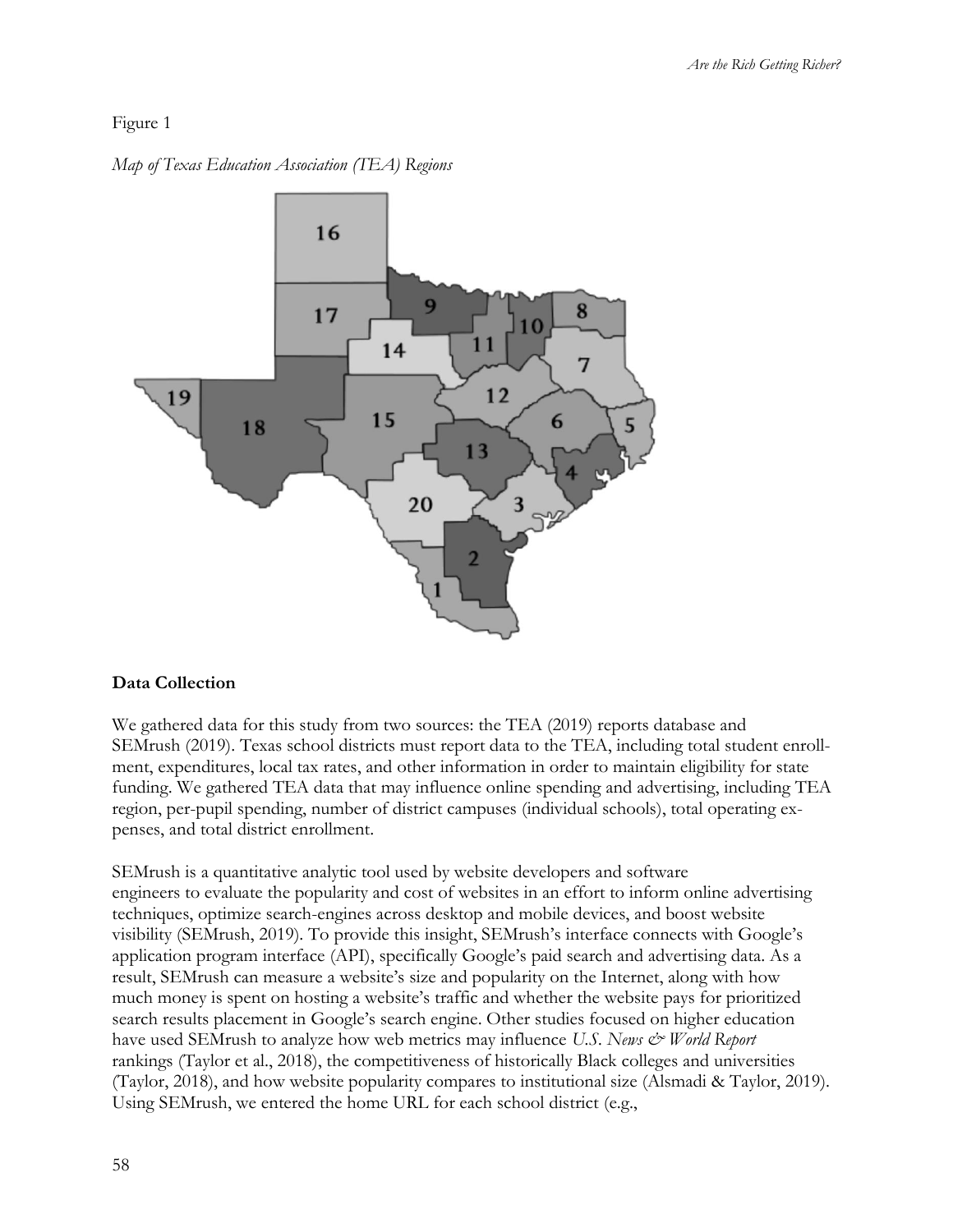Figure 1

*Map of Texas Education Association (TEA) Regions*

## Data Collection

We gathered data for this study from two sources: the TEA (2019) reports database and SEMrush (2019). Texas school districts must report data to the TEA, including total student enrollment, expenditures, local tax rates, and other information in order to maintain eligibility for state funding. We gathered TEA data that may influence online spending and advertising, including TEA region, per-pupil spending, number of district campuses (individual schools), total operating expenses, and total district enrollment.

SEMrush is a quantitative analytic tool used by website developers and software engineers to evaluate the popularity and cost of websites in an effort to inform online advertising techniques, optimize search-engines across desktop and mobile devices, and boost website visibility (SEMrush, 2019). To provide this insight, SEMrush's interface connects with Google's application program interface (API), specifically Google's paid search and advertising data. As a result, SEMrush can measure a website's size and popularity on the Internet, along with how much money is spent on hosting a website's traffic and whether the website pays for prioritized search results placement in Google's search engine. Other studies focused on higher education have used SEMrush to analyze how web metrics may influence *U.S. News & World Report* rankings (Taylor et al., 2018), the competitiveness of historically Black colleges and universities (Taylor, 2018), and how website popularity compares to institutional size (Alsmadi & Taylor, 2019). Using SEMrush, we entered the home URL for each school district (e.g.,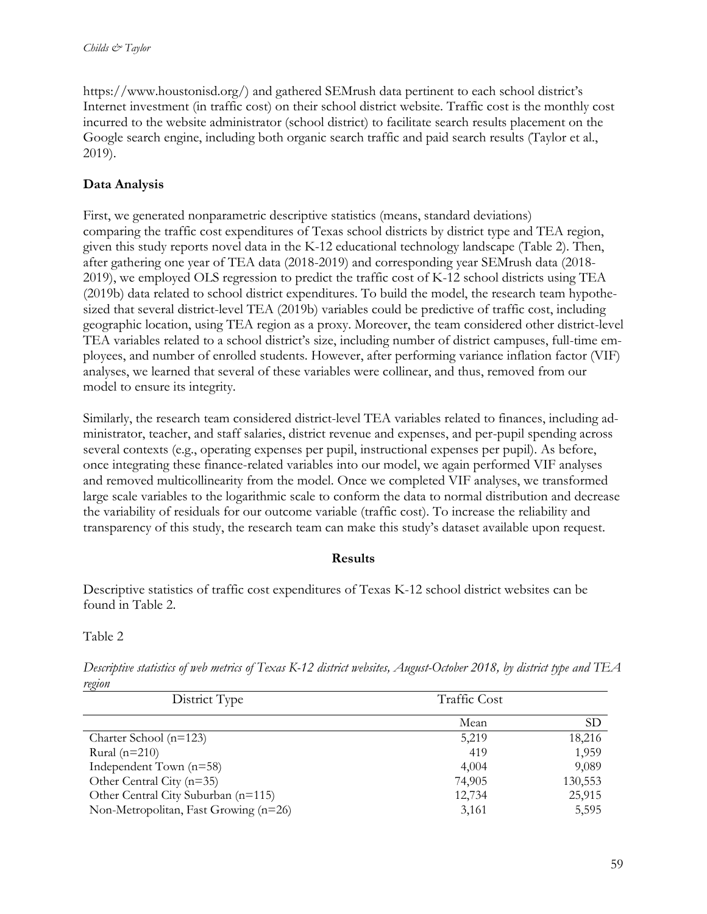https://www.houstonisd.org/) and gathered SEMrush data pertinent to each school district's Internet investment (in traffic cost) on their school district website. Traffic cost is the monthly cost incurred to the website administrator (school district) to facilitate search results placement on the Google search engine, including both organic search traffic and paid search results (Taylor et al., 2019).

**Data Analysis**

First, we generated nonparametric descriptive statistics (means, standard deviations) comparing the traffic cost expenditures of Texas school districts by district type and TEA region, given this study reports novel data in the K-12 educational technology landscape (Table 2). Then, after gathering one year of TEA data (2018-2019) and corresponding year SEMrush data (2018-2019), we employed OLS regression to predict the traffic cost of K-12 school districts using TEA (2019b) data related to school district expenditures. To build the model, the research team hypothesized that several district-level TEA (2019b) variables could be predictive of traffic cost, including geographic location, using TEA region as a proxy. Moreover, the team considered other district-level TEA variables related to a school district's size, including number of district campuses, full-time employees, and number of enrolled students. However, after performing variance inflation factor (VIF) analyses, we learned that several of these variables were collinear, and thus, removed from our model to ensure its integrity.

Similarly, the research team considered district-level TEA variables related to finances, including administrator, teacher, and staff salaries, district revenue and expenses, and per-pupil spending across several contexts (e.g., operating expenses per pupil, instructional expenses per pupil). As before, once integrating these finance-related variables into our model, we again performed VIF analyses and removed multicollinearity from the model. Once we completed VIF analyses, we transformed large scale variables to the logarithmic scale to conform the data to normal distribution and decrease the variability of residuals for our outcome variable (traffic cost). To increase the reliability and transparency of this study, the research team can make this study's dataset available upon request.

**Results**

Descriptive statistics of traffic cost expenditures of Texas K-12 school district websites can be found in Table 2.

Table 2

*Descriptive statistics of web metrics of Texas K-12 district websites, August-October 2018, by district type and TEA region*

| District Type | Traffic Cost | |
|---|---|---|
| | Mean | SD |
| Charter School (n=123) | 5,219 | 18,216 |
| Rural (n=210) | 419 | 1,959 |
| Independent Town (n=58) | 4,004 | 9,089 |
| Other Central City (n=35) | 74,905 | 130,553 |
| Other Central City Suburban (n=115) | 12,734 | 25,915 |
| Non-Metropolitan, Fast Growing (n=26) | 3,161 | 5,595 |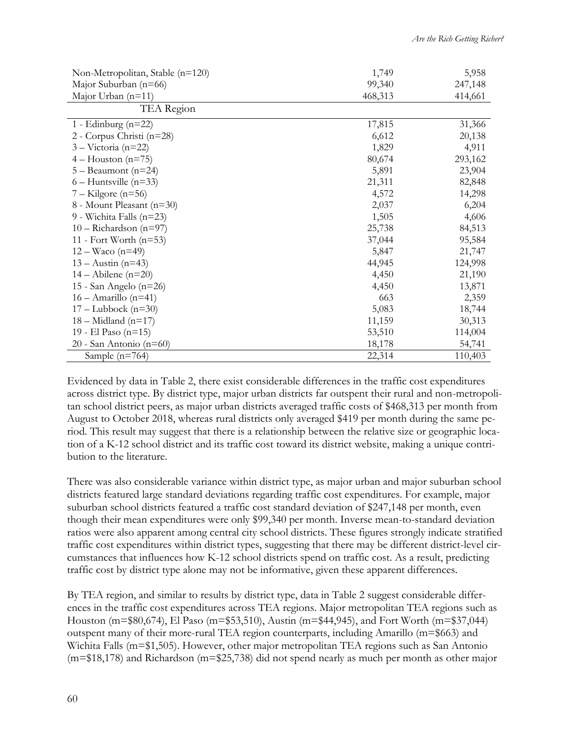| | | |
|---|---|---|
| Non-Metropolitan, Stable (n=120) | 1,749 | 5,958 |
| Major Suburban (n=66) | 99,340 | 247,148 |
| Major Urban (n=11) | 468,313 | 414,661 |
| TEA Region | | |
| 1 - Edinburg (n=22) | 17,815 | 31,366 |
| 2 - Corpus Christi (n=28) | 6,612 | 20,138 |
| 3 – Victoria (n=22) | 1,829 | 4,911 |
| 4 – Houston (n=75) | 80,674 | 293,162 |
| 5 – Beaumont (n=24) | 5,891 | 23,904 |
| 6 – Huntsville (n=33) | 21,311 | 82,848 |
| 7 – Kilgore (n=56) | 4,572 | 14,298 |
| 8 - Mount Pleasant (n=30) | 2,037 | 6,204 |
| 9 - Wichita Falls (n=23) | 1,505 | 4,606 |
| 10 – Richardson (n=97) | 25,738 | 84,513 |
| 11 - Fort Worth (n=53) | 37,044 | 95,584 |
| 12 – Waco (n=49) | 5,847 | 21,747 |
| 13 – Austin (n=43) | 44,945 | 124,998 |
| 14 – Abilene (n=20) | 4,450 | 21,190 |
| 15 - San Angelo (n=26) | 4,450 | 13,871 |
| 16 – Amarillo (n=41) | 663 | 2,359 |
| 17 – Lubbock (n=30) | 5,083 | 18,744 |
| 18 – Midland (n=17) | 11,159 | 30,313 |
| 19 - El Paso (n=15) | 53,510 | 114,004 |
| 20 - San Antonio (n=60) | 18,178 | 54,741 |
| Sample (n=764) | 22,314 | 110,403 |

Evidenced by data in Table 2, there exist considerable differences in the traffic cost expenditures across district type. By district type, major urban districts far outspent their rural and non-metropolitan school district peers, as major urban districts averaged traffic costs of $468,313 per month from August to October 2018, whereas rural districts only averaged $419 per month during the same period. This result may suggest that there is a relationship between the relative size or geographic location of a K-12 school district and its traffic cost toward its district website, making a unique contribution to the literature.

There was also considerable variance within district type, as major urban and major suburban school districts featured large standard deviations regarding traffic cost expenditures. For example, major suburban school districts featured a traffic cost standard deviation of $247,148 per month, even though their mean expenditures were only $99,340 per month. Inverse mean-to-standard deviation ratios were also apparent among central city school districts. These figures strongly indicate stratified traffic cost expenditures within district types, suggesting that there may be different district-level circumstances that influences how K-12 school districts spend on traffic cost. As a result, predicting traffic cost by district type alone may not be informative, given these apparent differences.

By TEA region, and similar to results by district type, data in Table 2 suggest considerable differences in the traffic cost expenditures across TEA regions. Major metropolitan TEA regions such as Houston (m=$80,674), El Paso (m=$53,510), Austin (m=$44,945), and Fort Worth (m=$37,044) outspent many of their more-rural TEA region counterparts, including Amarillo (m=$663) and Wichita Falls (m=$1,505). However, other major metropolitan TEA regions such as San Antonio (m=$18,178) and Richardson (m=$25,738) did not spend nearly as much per month as other major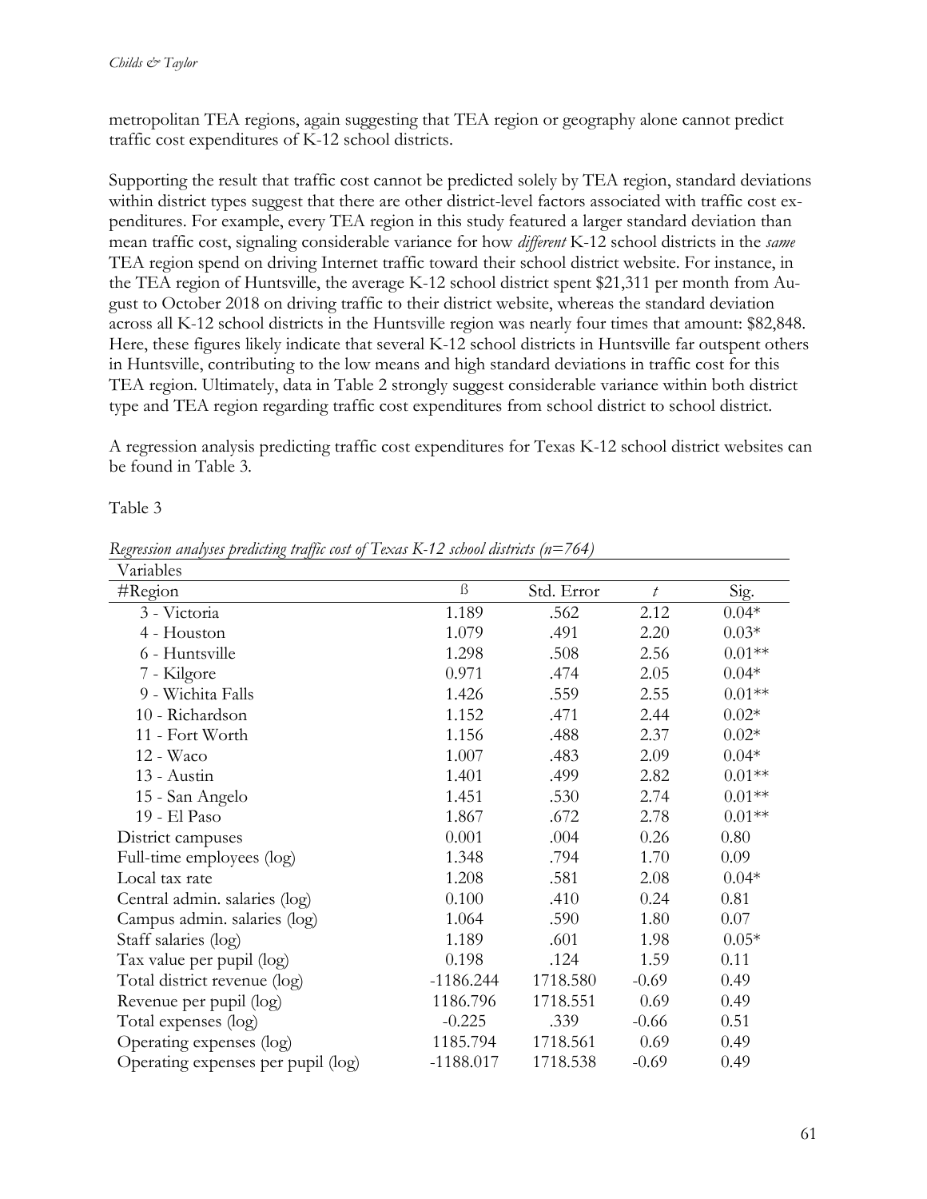metropolitan TEA regions, again suggesting that TEA region or geography alone cannot predict traffic cost expenditures of K-12 school districts.

Supporting the result that traffic cost cannot be predicted solely by TEA region, standard deviations within district types suggest that there are other district-level factors associated with traffic cost expenditures. For example, every TEA region in this study featured a larger standard deviation than mean traffic cost, signaling considerable variance for how *different* K-12 school districts in the *same* TEA region spend on driving Internet traffic toward their school district website. For instance, in the TEA region of Huntsville, the average K-12 school district spent $21,311 per month from August to October 2018 on driving traffic to their district website, whereas the standard deviation across all K-12 school districts in the Huntsville region was nearly four times that amount: $82,848. Here, these figures likely indicate that several K-12 school districts in Huntsville far outspent others in Huntsville, contributing to the low means and high standard deviations in traffic cost for this TEA region. Ultimately, data in Table 2 strongly suggest considerable variance within both district type and TEA region regarding traffic cost expenditures from school district to school district.

A regression analysis predicting traffic cost expenditures for Texas K-12 school district websites can be found in Table 3.

Table 3

*Regression analyses predicting traffic cost of Texas K-12 school districts (n=764)*

| Variables | | | | |
|---|---|---|---|---|
| #Region | ß | Std. Error | *t* | Sig. |
| 3 - Victoria | 1.189 | .562 | 2.12 | 0.04* |
| 4 - Houston | 1.079 | .491 | 2.20 | 0.03* |
| 6 - Huntsville | 1.298 | .508 | 2.56 | 0.01** |
| 7 - Kilgore | 0.971 | .474 | 2.05 | 0.04* |
| 9 - Wichita Falls | 1.426 | .559 | 2.55 | 0.01** |
| 10 - Richardson | 1.152 | .471 | 2.44 | 0.02* |
| 11 - Fort Worth | 1.156 | .488 | 2.37 | 0.02* |
| 12 - Waco | 1.007 | .483 | 2.09 | 0.04* |
| 13 - Austin | 1.401 | .499 | 2.82 | 0.01** |
| 15 - San Angelo | 1.451 | .530 | 2.74 | 0.01** |
| 19 - El Paso | 1.867 | .672 | 2.78 | 0.01** |
| District campuses | 0.001 | .004 | 0.26 | 0.80 |
| Full-time employees (log) | 1.348 | .794 | 1.70 | 0.09 |
| Local tax rate | 1.208 | .581 | 2.08 | 0.04* |
| Central admin. salaries (log) | 0.100 | .410 | 0.24 | 0.81 |
| Campus admin. salaries (log) | 1.064 | .590 | 1.80 | 0.07 |
| Staff salaries (log) | 1.189 | .601 | 1.98 | 0.05* |
| Tax value per pupil (log) | 0.198 | .124 | 1.59 | 0.11 |
| Total district revenue (log) | -1186.244 | 1718.580 | -0.69 | 0.49 |
| Revenue per pupil (log) | 1186.796 | 1718.551 | 0.69 | 0.49 |
| Total expenses (log) | -0.225 | .339 | -0.66 | 0.51 |
| Operating expenses (log) | 1185.794 | 1718.561 | 0.69 | 0.49 |
| Operating expenses per pupil (log) | -1188.017 | 1718.538 | -0.69 | 0.49 |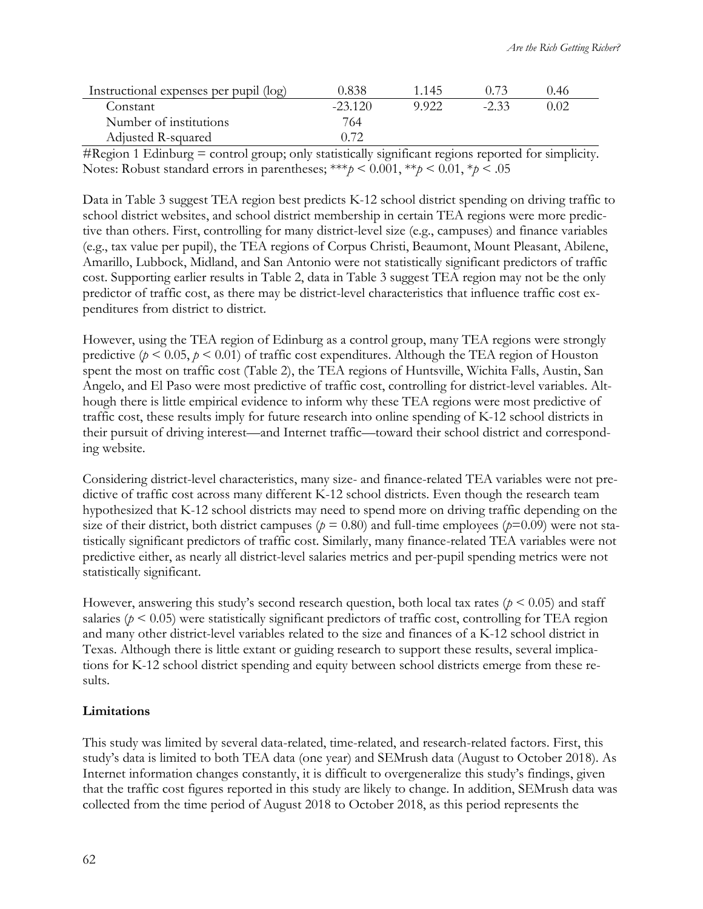| Instructional expenses per pupil (log) | 0.838 | 1.145 | 0.73 | 0.46 |
|---|---|---|---|---|
| Constant | -23.120 | 9.922 | -2.33 | 0.02 |
| Number of institutions | 764 | | | |
| Adjusted R-squared | 0.72 | | | |

#Region 1 Edinburg = control group; only statistically significant regions reported for simplicity.
Notes: Robust standard errors in parentheses; \*\*\*$p < 0.001$, \*\*$p < 0.01$, \*$p < .05$

Data in Table 3 suggest TEA region best predicts K-12 school district spending on driving traffic to school district websites, and school district membership in certain TEA regions were more predictive than others. First, controlling for many district-level size (e.g., campuses) and finance variables (e.g., tax value per pupil), the TEA regions of Corpus Christi, Beaumont, Mount Pleasant, Abilene, Amarillo, Lubbock, Midland, and San Antonio were not statistically significant predictors of traffic cost. Supporting earlier results in Table 2, data in Table 3 suggest TEA region may not be the only predictor of traffic cost, as there may be district-level characteristics that influence traffic cost expenditures from district to district.

However, using the TEA region of Edinburg as a control group, many TEA regions were strongly predictive ($p < 0.05$, $p < 0.01$) of traffic cost expenditures. Although the TEA region of Houston spent the most on traffic cost (Table 2), the TEA regions of Huntsville, Wichita Falls, Austin, San Angelo, and El Paso were most predictive of traffic cost, controlling for district-level variables. Although there is little empirical evidence to inform why these TEA regions were most predictive of traffic cost, these results imply for future research into online spending of K-12 school districts in their pursuit of driving interest—and Internet traffic—toward their school district and corresponding website.

Considering district-level characteristics, many size- and finance-related TEA variables were not predictive of traffic cost across many different K-12 school districts. Even though the research team hypothesized that K-12 school districts may need to spend more on driving traffic depending on the size of their district, both district campuses ($p = 0.80$) and full-time employees ($p=0.09$) were not statistically significant predictors of traffic cost. Similarly, many finance-related TEA variables were not predictive either, as nearly all district-level salaries metrics and per-pupil spending metrics were not statistically significant.

However, answering this study's second research question, both local tax rates ($p < 0.05$) and staff salaries ($p < 0.05$) were statistically significant predictors of traffic cost, controlling for TEA region and many other district-level variables related to the size and finances of a K-12 school district in Texas. Although there is little extant or guiding research to support these results, several implications for K-12 school district spending and equity between school districts emerge from these results.

**Limitations**

This study was limited by several data-related, time-related, and research-related factors. First, this study's data is limited to both TEA data (one year) and SEMrush data (August to October 2018). As Internet information changes constantly, it is difficult to overgeneralize this study's findings, given that the traffic cost figures reported in this study are likely to change. In addition, SEMrush data was collected from the time period of August 2018 to October 2018, as this period represents the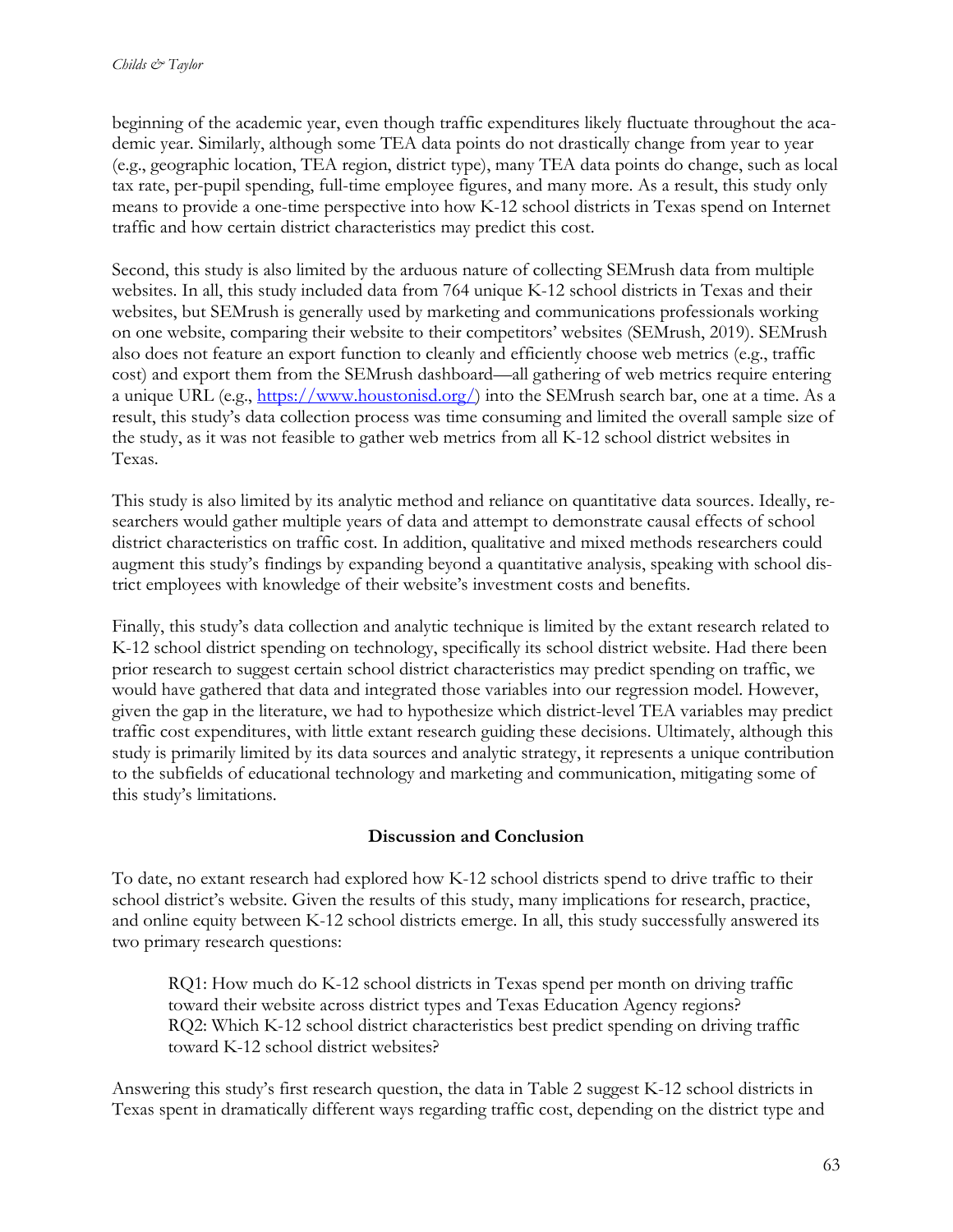beginning of the academic year, even though traffic expenditures likely fluctuate throughout the academic year. Similarly, although some TEA data points do not drastically change from year to year (e.g., geographic location, TEA region, district type), many TEA data points do change, such as local tax rate, per-pupil spending, full-time employee figures, and many more. As a result, this study only means to provide a one-time perspective into how K-12 school districts in Texas spend on Internet traffic and how certain district characteristics may predict this cost.

Second, this study is also limited by the arduous nature of collecting SEMrush data from multiple websites. In all, this study included data from 764 unique K-12 school districts in Texas and their websites, but SEMrush is generally used by marketing and communications professionals working on one website, comparing their website to their competitors' websites (SEMrush, 2019). SEMrush also does not feature an export function to cleanly and efficiently choose web metrics (e.g., traffic cost) and export them from the SEMrush dashboard—all gathering of web metrics require entering a unique URL (e.g., [https://www.houstonisd.org/](https://www.houstonisd.org/)) into the SEMrush search bar, one at a time. As a result, this study's data collection process was time consuming and limited the overall sample size of the study, as it was not feasible to gather web metrics from all K-12 school district websites in Texas.

This study is also limited by its analytic method and reliance on quantitative data sources. Ideally, researchers would gather multiple years of data and attempt to demonstrate causal effects of school district characteristics on traffic cost. In addition, qualitative and mixed methods researchers could augment this study's findings by expanding beyond a quantitative analysis, speaking with school district employees with knowledge of their website's investment costs and benefits.

Finally, this study's data collection and analytic technique is limited by the extant research related to K-12 school district spending on technology, specifically its school district website. Had there been prior research to suggest certain school district characteristics may predict spending on traffic, we would have gathered that data and integrated those variables into our regression model. However, given the gap in the literature, we had to hypothesize which district-level TEA variables may predict traffic cost expenditures, with little extant research guiding these decisions. Ultimately, although this study is primarily limited by its data sources and analytic strategy, it represents a unique contribution to the subfields of educational technology and marketing and communication, mitigating some of this study's limitations.

## Discussion and Conclusion

To date, no extant research had explored how K-12 school districts spend to drive traffic to their school district's website. Given the results of this study, many implications for research, practice, and online equity between K-12 school districts emerge. In all, this study successfully answered its two primary research questions:

> RQ1: How much do K-12 school districts in Texas spend per month on driving traffic toward their website across district types and Texas Education Agency regions?
> RQ2: Which K-12 school district characteristics best predict spending on driving traffic toward K-12 school district websites?

Answering this study's first research question, the data in Table 2 suggest K-12 school districts in Texas spent in dramatically different ways regarding traffic cost, depending on the district type and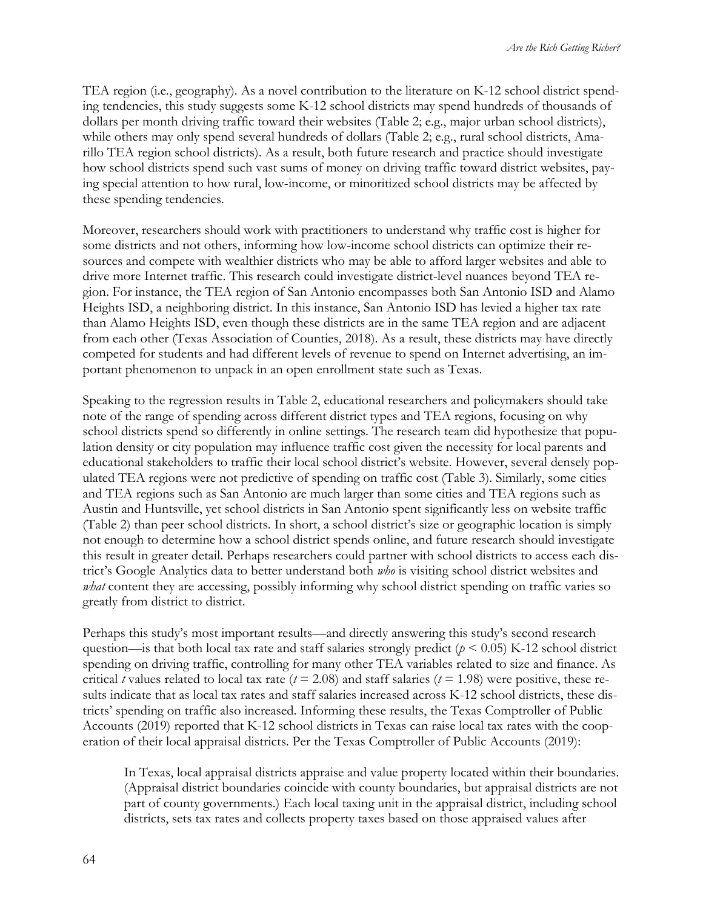TEA region (i.e., geography). As a novel contribution to the literature on K-12 school district spending tendencies, this study suggests some K-12 school districts may spend hundreds of thousands of dollars per month driving traffic toward their websites (Table 2; e.g., major urban school districts), while others may only spend several hundreds of dollars (Table 2; e.g., rural school districts, Amarillo TEA region school districts). As a result, both future research and practice should investigate how school districts spend such vast sums of money on driving traffic toward district websites, paying special attention to how rural, low-income, or minoritized school districts may be affected by these spending tendencies.

Moreover, researchers should work with practitioners to understand why traffic cost is higher for some districts and not others, informing how low-income school districts can optimize their resources and compete with wealthier districts who may be able to afford larger websites and able to drive more Internet traffic. This research could investigate district-level nuances beyond TEA region. For instance, the TEA region of San Antonio encompasses both San Antonio ISD and Alamo Heights ISD, a neighboring district. In this instance, San Antonio ISD has levied a higher tax rate than Alamo Heights ISD, even though these districts are in the same TEA region and are adjacent from each other (Texas Association of Counties, 2018). As a result, these districts may have directly competed for students and had different levels of revenue to spend on Internet advertising, an important phenomenon to unpack in an open enrollment state such as Texas.

Speaking to the regression results in Table 2, educational researchers and policymakers should take note of the range of spending across different district types and TEA regions, focusing on why school districts spend so differently in online settings. The research team did hypothesize that population density or city population may influence traffic cost given the necessity for local parents and educational stakeholders to traffic their local school district's website. However, several densely populated TEA regions were not predictive of spending on traffic cost (Table 3). Similarly, some cities and TEA regions such as San Antonio are much larger than some cities and TEA regions such as Austin and Huntsville, yet school districts in San Antonio spent significantly less on website traffic (Table 2) than peer school districts. In short, a school district's size or geographic location is simply not enough to determine how a school district spends online, and future research should investigate this result in greater detail. Perhaps researchers could partner with school districts to access each district's Google Analytics data to better understand both *who* is visiting school district websites and *what* content they are accessing, possibly informing why school district spending on traffic varies so greatly from district to district.

Perhaps this study's most important results—and directly answering this study's second research question—is that both local tax rate and staff salaries strongly predict ($p < 0.05$) K-12 school district spending on driving traffic, controlling for many other TEA variables related to size and finance. As critical $t$ values related to local tax rate ($t = 2.08$) and staff salaries ($t = 1.98$) were positive, these results indicate that as local tax rates and staff salaries increased across K-12 school districts, these districts' spending on traffic also increased. Informing these results, the Texas Comptroller of Public Accounts (2019) reported that K-12 school districts in Texas can raise local tax rates with the cooperation of their local appraisal districts. Per the Texas Comptroller of Public Accounts (2019):

> In Texas, local appraisal districts appraise and value property located within their boundaries. (Appraisal district boundaries coincide with county boundaries, but appraisal districts are not part of county governments.) Each local taxing unit in the appraisal district, including school districts, sets tax rates and collects property taxes based on those appraised values after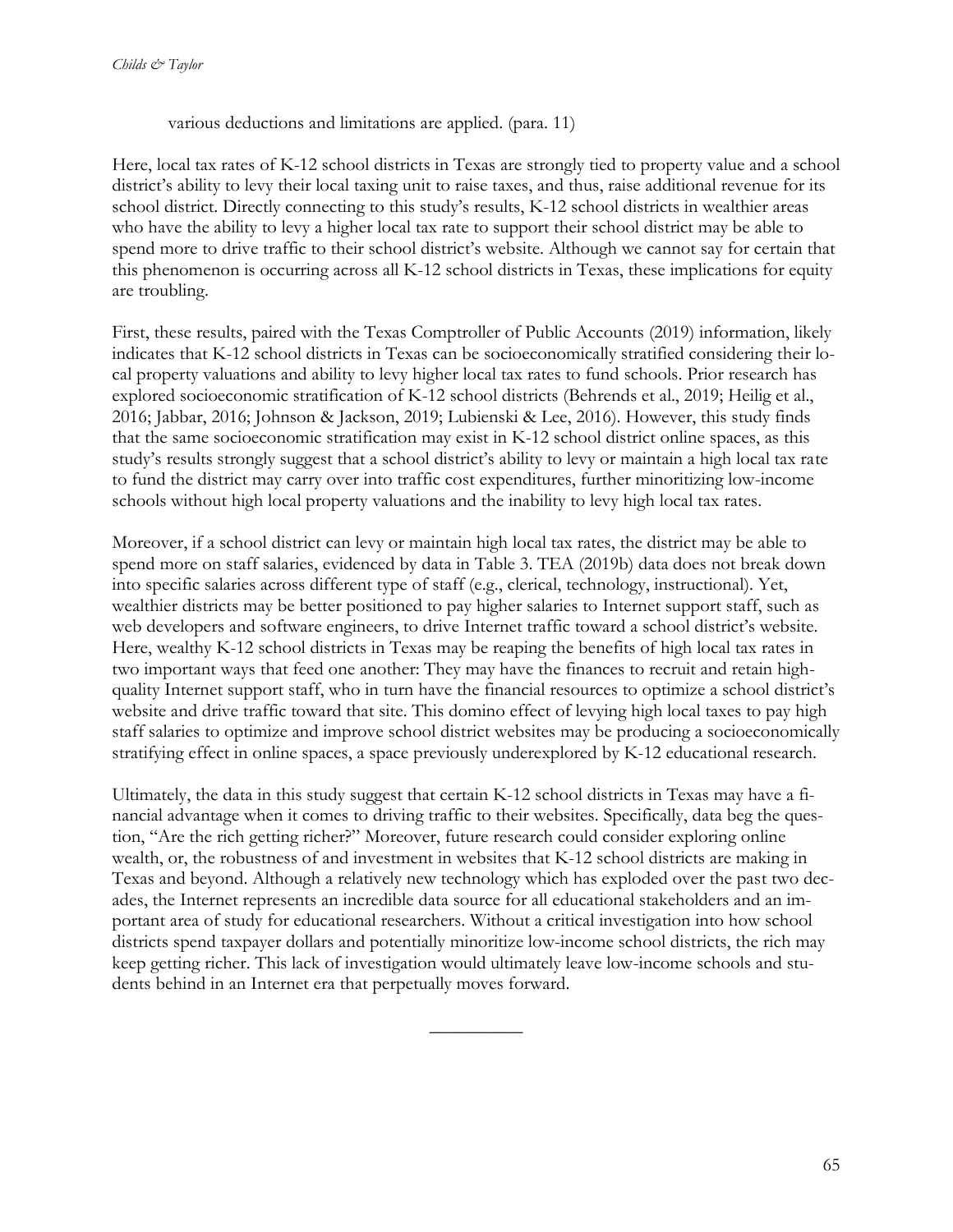various deductions and limitations are applied. (para. 11)

Here, local tax rates of K-12 school districts in Texas are strongly tied to property value and a school district's ability to levy their local taxing unit to raise taxes, and thus, raise additional revenue for its school district. Directly connecting to this study's results, K-12 school districts in wealthier areas who have the ability to levy a higher local tax rate to support their school district may be able to spend more to drive traffic to their school district's website. Although we cannot say for certain that this phenomenon is occurring across all K-12 school districts in Texas, these implications for equity are troubling.

First, these results, paired with the Texas Comptroller of Public Accounts (2019) information, likely indicates that K-12 school districts in Texas can be socioeconomically stratified considering their local property valuations and ability to levy higher local tax rates to fund schools. Prior research has explored socioeconomic stratification of K-12 school districts (Behrends et al., 2019; Heilig et al., 2016; Jabbar, 2016; Johnson & Jackson, 2019; Lubienski & Lee, 2016). However, this study finds that the same socioeconomic stratification may exist in K-12 school district online spaces, as this study's results strongly suggest that a school district's ability to levy or maintain a high local tax rate to fund the district may carry over into traffic cost expenditures, further minoritizing low-income schools without high local property valuations and the inability to levy high local tax rates.

Moreover, if a school district can levy or maintain high local tax rates, the district may be able to spend more on staff salaries, evidenced by data in Table 3. TEA (2019b) data does not break down into specific salaries across different type of staff (e.g., clerical, technology, instructional). Yet, wealthier districts may be better positioned to pay higher salaries to Internet support staff, such as web developers and software engineers, to drive Internet traffic toward a school district's website. Here, wealthy K-12 school districts in Texas may be reaping the benefits of high local tax rates in two important ways that feed one another: They may have the finances to recruit and retain high-quality Internet support staff, who in turn have the financial resources to optimize a school district's website and drive traffic toward that site. This domino effect of levying high local taxes to pay high staff salaries to optimize and improve school district websites may be producing a socioeconomically stratifying effect in online spaces, a space previously underexplored by K-12 educational research.

Ultimately, the data in this study suggest that certain K-12 school districts in Texas may have a financial advantage when it comes to driving traffic to their websites. Specifically, data beg the question, "Are the rich getting richer?" Moreover, future research could consider exploring online wealth, or, the robustness of and investment in websites that K-12 school districts are making in Texas and beyond. Although a relatively new technology which has exploded over the past two decades, the Internet represents an incredible data source for all educational stakeholders and an important area of study for educational researchers. Without a critical investigation into how school districts spend taxpayer dollars and potentially minoritize low-income school districts, the rich may keep getting richer. This lack of investigation would ultimately leave low-income schools and students behind in an Internet era that perpetually moves forward.

---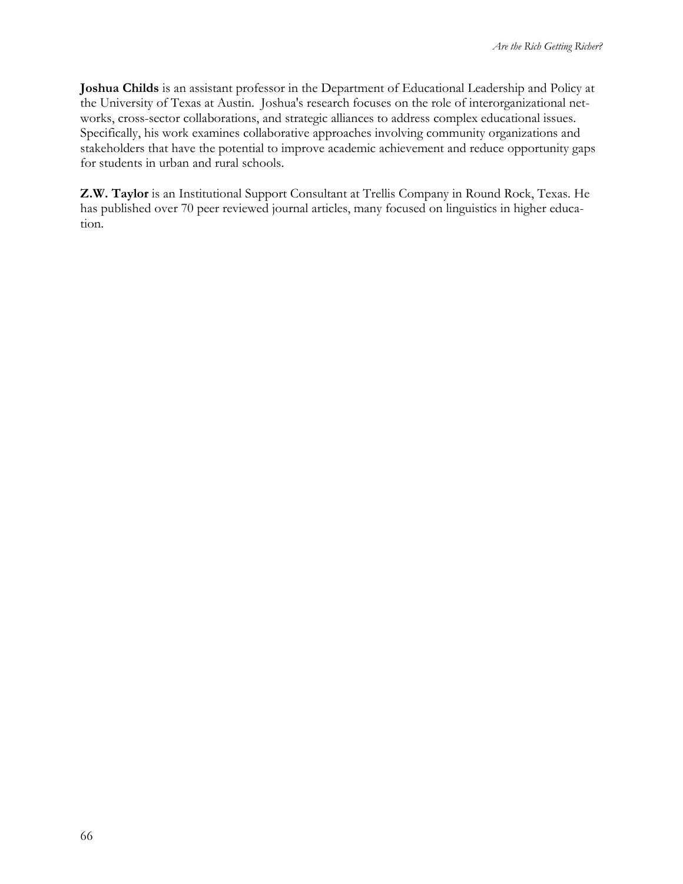**Joshua Childs** is an assistant professor in the Department of Educational Leadership and Policy at the University of Texas at Austin. Joshua's research focuses on the role of interorganizational networks, cross-sector collaborations, and strategic alliances to address complex educational issues. Specifically, his work examines collaborative approaches involving community organizations and stakeholders that have the potential to improve academic achievement and reduce opportunity gaps for students in urban and rural schools.

**Z.W. Taylor** is an Institutional Support Consultant at Trellis Company in Round Rock, Texas. He has published over 70 peer reviewed journal articles, many focused on linguistics in higher education.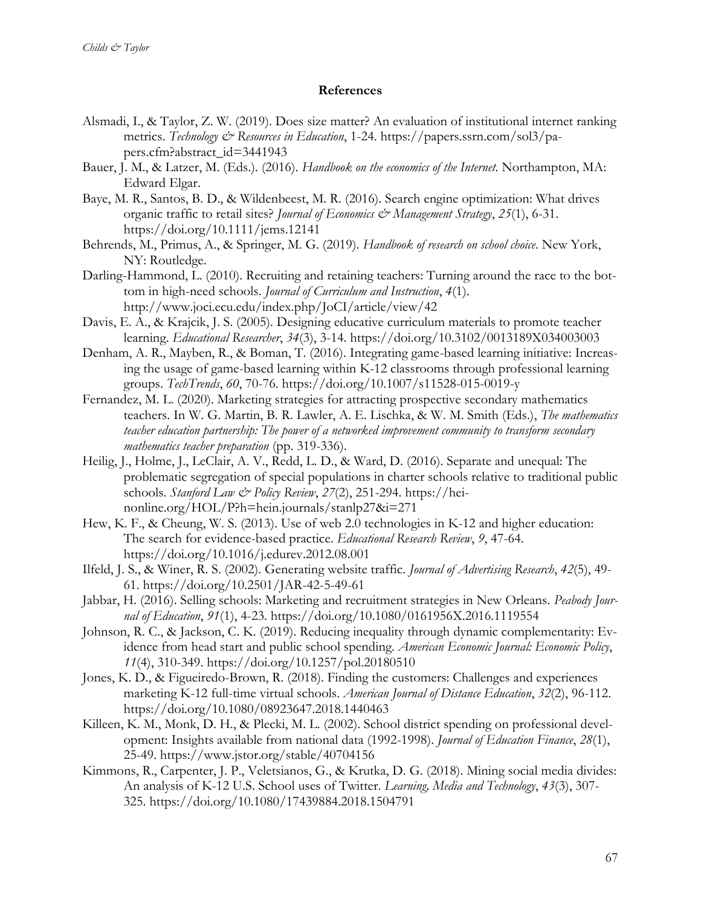## References

Alsmadi, I., & Taylor, Z. W. (2019). Does size matter? An evaluation of institutional internet ranking metrics. *Technology & Resources in Education*, 1-24. https://papers.ssrn.com/sol3/papers.cfm?abstract_id=3441943

Bauer, J. M., & Latzer, M. (Eds.). (2016). *Handbook on the economics of the Internet*. Northampton, MA: Edward Elgar.

Baye, M. R., Santos, B. D., & Wildenbeest, M. R. (2016). Search engine optimization: What drives organic traffic to retail sites? *Journal of Economics & Management Strategy*, *25*(1), 6-31. https://doi.org/10.1111/jems.12141

Behrends, M., Primus, A., & Springer, M. G. (2019). *Handbook of research on school choice*. New York, NY: Routledge.

Darling-Hammond, L. (2010). Recruiting and retaining teachers: Turning around the race to the bottom in high-need schools. *Journal of Curriculum and Instruction*, *4*(1). http://www.joci.ecu.edu/index.php/JoCI/article/view/42

Davis, E. A., & Krajcik, J. S. (2005). Designing educative curriculum materials to promote teacher learning. *Educational Researcher*, *34*(3), 3-14. https://doi.org/10.3102/0013189X034003003

Denham, A. R., Mayben, R., & Boman, T. (2016). Integrating game-based learning initiative: Increasing the usage of game-based learning within K-12 classrooms through professional learning groups. *TechTrends*, *60*, 70-76. https://doi.org/10.1007/s11528-015-0019-y

Fernandez, M. L. (2020). Marketing strategies for attracting prospective secondary mathematics teachers. In W. G. Martin, B. R. Lawler, A. E. Lischka, & W. M. Smith (Eds.), *The mathematics teacher education partnership: The power of a networked improvement community to transform secondary mathematics teacher preparation* (pp. 319-336).

Heilig, J., Holme, J., LeClair, A. V., Redd, L. D., & Ward, D. (2016). Separate and unequal: The problematic segregation of special populations in charter schools relative to traditional public schools. *Stanford Law & Policy Review*, *27*(2), 251-294. https://heinonline.org/HOL/P?h=hein.journals/stanlp27&i=271

Hew, K. F., & Cheung, W. S. (2013). Use of web 2.0 technologies in K-12 and higher education: The search for evidence-based practice. *Educational Research Review*, *9*, 47-64. https://doi.org/10.1016/j.edurev.2012.08.001

Ilfeld, J. S., & Winer, R. S. (2002). Generating website traffic. *Journal of Advertising Research*, *42*(5), 49-61. https://doi.org/10.2501/JAR-42-5-49-61

Jabbar, H. (2016). Selling schools: Marketing and recruitment strategies in New Orleans. *Peabody Journal of Education*, *91*(1), 4-23. https://doi.org/10.1080/0161956X.2016.1119554

Johnson, R. C., & Jackson, C. K. (2019). Reducing inequality through dynamic complementarity: Evidence from head start and public school spending. *American Economic Journal: Economic Policy*, *11*(4), 310-349. https://doi.org/10.1257/pol.20180510

Jones, K. D., & Figueiredo-Brown, R. (2018). Finding the customers: Challenges and experiences marketing K-12 full-time virtual schools. *American Journal of Distance Education*, *32*(2), 96-112. https://doi.org/10.1080/08923647.2018.1440463

Killeen, K. M., Monk, D. H., & Plecki, M. L. (2002). School district spending on professional development: Insights available from national data (1992-1998). *Journal of Education Finance*, *28*(1), 25-49. https://www.jstor.org/stable/40704156

Kimmons, R., Carpenter, J. P., Veletsianos, G., & Krutka, D. G. (2018). Mining social media divides: An analysis of K-12 U.S. School uses of Twitter. *Learning, Media and Technology*, *43*(3), 307-325. https://doi.org/10.1080/17439884.2018.1504791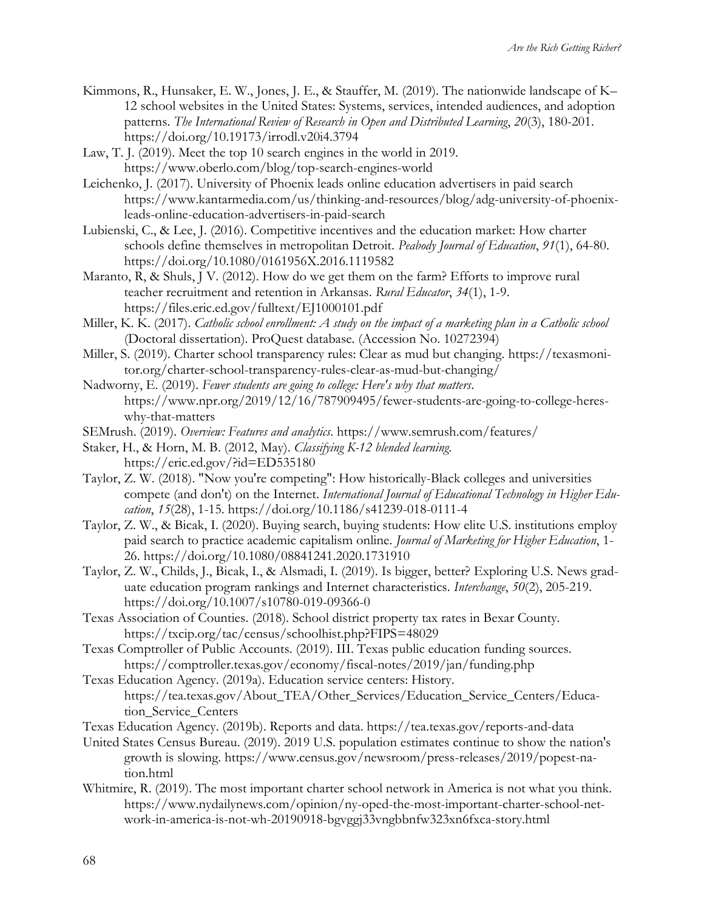Kimmons, R., Hunsaker, E. W., Jones, J. E., & Stauffer, M. (2019). The nationwide landscape of K–12 school websites in the United States: Systems, services, intended audiences, and adoption patterns. *The International Review of Research in Open and Distributed Learning*, *20*(3), 180-201. https://doi.org/10.19173/irrodl.v20i4.3794

Law, T. J. (2019). Meet the top 10 search engines in the world in 2019. https://www.oberlo.com/blog/top-search-engines-world

Leichenko, J. (2017). University of Phoenix leads online education advertisers in paid search https://www.kantarmedia.com/us/thinking-and-resources/blog/adg-university-of-phoenix-leads-online-education-advertisers-in-paid-search

Lubienski, C., & Lee, J. (2016). Competitive incentives and the education market: How charter schools define themselves in metropolitan Detroit. *Peabody Journal of Education*, *91*(1), 64-80. https://doi.org/10.1080/0161956X.2016.1119582

Maranto, R, & Shuls, J V. (2012). How do we get them on the farm? Efforts to improve rural teacher recruitment and retention in Arkansas. *Rural Educator*, *34*(1), 1-9. https://files.eric.ed.gov/fulltext/EJ1000101.pdf

Miller, K. K. (2017). *Catholic school enrollment: A study on the impact of a marketing plan in a Catholic school* (Doctoral dissertation). ProQuest database. (Accession No. 10272394)

Miller, S. (2019). Charter school transparency rules: Clear as mud but changing. https://texasmonitor.org/charter-school-transparency-rules-clear-as-mud-but-changing/

Nadworny, E. (2019). *Fewer students are going to college: Here's why that matters*. https://www.npr.org/2019/12/16/787909495/fewer-students-are-going-to-college-heres-why-that-matters

SEMrush. (2019). *Overview: Features and analytics*. https://www.semrush.com/features/

Staker, H., & Horn, M. B. (2012, May). *Classifying K-12 blended learning*. https://eric.ed.gov/?id=ED535180

Taylor, Z. W. (2018). "Now you're competing": How historically-Black colleges and universities compete (and don't) on the Internet. *International Journal of Educational Technology in Higher Education*, *15*(28), 1-15. https://doi.org/10.1186/s41239-018-0111-4

Taylor, Z. W., & Bicak, I. (2020). Buying search, buying students: How elite U.S. institutions employ paid search to practice academic capitalism online. *Journal of Marketing for Higher Education*, 1-26. https://doi.org/10.1080/08841241.2020.1731910

Taylor, Z. W., Childs, J., Bicak, I., & Alsmadi, I. (2019). Is bigger, better? Exploring U.S. News graduate education program rankings and Internet characteristics. *Interchange*, *50*(2), 205-219. https://doi.org/10.1007/s10780-019-09366-0

Texas Association of Counties. (2018). School district property tax rates in Bexar County. https://txcip.org/tac/census/schoolhist.php?FIPS=48029

Texas Comptroller of Public Accounts. (2019). III. Texas public education funding sources. https://comptroller.texas.gov/economy/fiscal-notes/2019/jan/funding.php

Texas Education Agency. (2019a). Education service centers: History. https://tea.texas.gov/About_TEA/Other_Services/Education_Service_Centers/Education_Service_Centers

Texas Education Agency. (2019b). Reports and data. https://tea.texas.gov/reports-and-data

United States Census Bureau. (2019). 2019 U.S. population estimates continue to show the nation's growth is slowing. https://www.census.gov/newsroom/press-releases/2019/popest-nation.html

Whitmire, R. (2019). The most important charter school network in America is not what you think. https://www.nydailynews.com/opinion/ny-oped-the-most-important-charter-school-network-in-america-is-not-wh-20190918-bgvggj33vngbbnfw323xn6fxca-story.html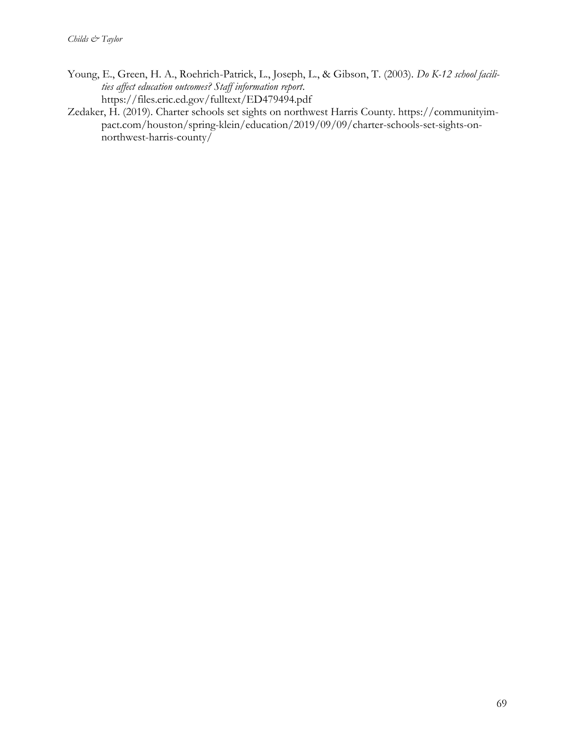Young, E., Green, H. A., Roehrich-Patrick, L., Joseph, L., & Gibson, T. (2003). *Do K-12 school facilities affect education outcomes? Staff information report*. https://files.eric.ed.gov/fulltext/ED479494.pdf

Zedaker, H. (2019). Charter schools set sights on northwest Harris County. https://communityimpact.com/houston/spring-klein/education/2019/09/09/charter-schools-set-sights-on-northwest-harris-county/